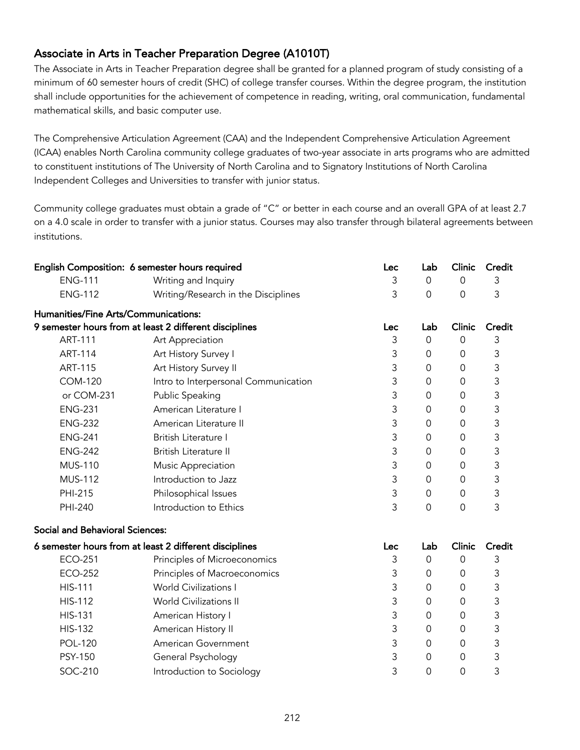## Associate in Arts in Teacher Preparation Degree (A1010T)

The Associate in Arts in Teacher Preparation degree shall be granted for a planned program of study consisting of a minimum of 60 semester hours of credit (SHC) of college transfer courses. Within the degree program, the institution shall include opportunities for the achievement of competence in reading, writing, oral communication, fundamental mathematical skills, and basic computer use.

The Comprehensive Articulation Agreement (CAA) and the Independent Comprehensive Articulation Agreement (ICAA) enables North Carolina community college graduates of two-year associate in arts programs who are admitted to constituent institutions of The University of North Carolina and to Signatory Institutions of North Carolina Independent Colleges and Universities to transfer with junior status.

Community college graduates must obtain a grade of "C" or better in each course and an overall GPA of at least 2.7 on a 4.0 scale in order to transfer with a junior status. Courses may also transfer through bilateral agreements between institutions.

| English Composition: 6 semester hours required | | Lec | Lab | Clinic | Credit |
|---|---|---|---|---|---|
| ENG-111 | Writing and Inquiry | 3 | 0 | 0 | 3 |
| ENG-112 | Writing/Research in the Disciplines | 3 | 0 | 0 | 3 |

**Humanities/Fine Arts/Communications:**

| 9 semester hours from at least 2 different disciplines | | Lec | Lab | Clinic | Credit |
|---|---|---|---|---|---|
| ART-111 | Art Appreciation | 3 | 0 | 0 | 3 |
| ART-114 | Art History Survey I | 3 | 0 | 0 | 3 |
| ART-115 | Art History Survey II | 3 | 0 | 0 | 3 |
| COM-120 | Intro to Interpersonal Communication | 3 | 0 | 0 | 3 |
| or COM-231 | Public Speaking | 3 | 0 | 0 | 3 |
| ENG-231 | American Literature I | 3 | 0 | 0 | 3 |
| ENG-232 | American Literature II | 3 | 0 | 0 | 3 |
| ENG-241 | British Literature I | 3 | 0 | 0 | 3 |
| ENG-242 | British Literature II | 3 | 0 | 0 | 3 |
| MUS-110 | Music Appreciation | 3 | 0 | 0 | 3 |
| MUS-112 | Introduction to Jazz | 3 | 0 | 0 | 3 |
| PHI-215 | Philosophical Issues | 3 | 0 | 0 | 3 |
| PHI-240 | Introduction to Ethics | 3 | 0 | 0 | 3 |

**Social and Behavioral Sciences:**

| 6 semester hours from at least 2 different disciplines | | Lec | Lab | Clinic | Credit |
|---|---|---|---|---|---|
| ECO-251 | Principles of Microeconomics | 3 | 0 | 0 | 3 |
| ECO-252 | Principles of Macroeconomics | 3 | 0 | 0 | 3 |
| HIS-111 | World Civilizations I | 3 | 0 | 0 | 3 |
| HIS-112 | World Civilizations II | 3 | 0 | 0 | 3 |
| HIS-131 | American History I | 3 | 0 | 0 | 3 |
| HIS-132 | American History II | 3 | 0 | 0 | 3 |
| POL-120 | American Government | 3 | 0 | 0 | 3 |
| PSY-150 | General Psychology | 3 | 0 | 0 | 3 |
| SOC-210 | Introduction to Sociology | 3 | 0 | 0 | 3 |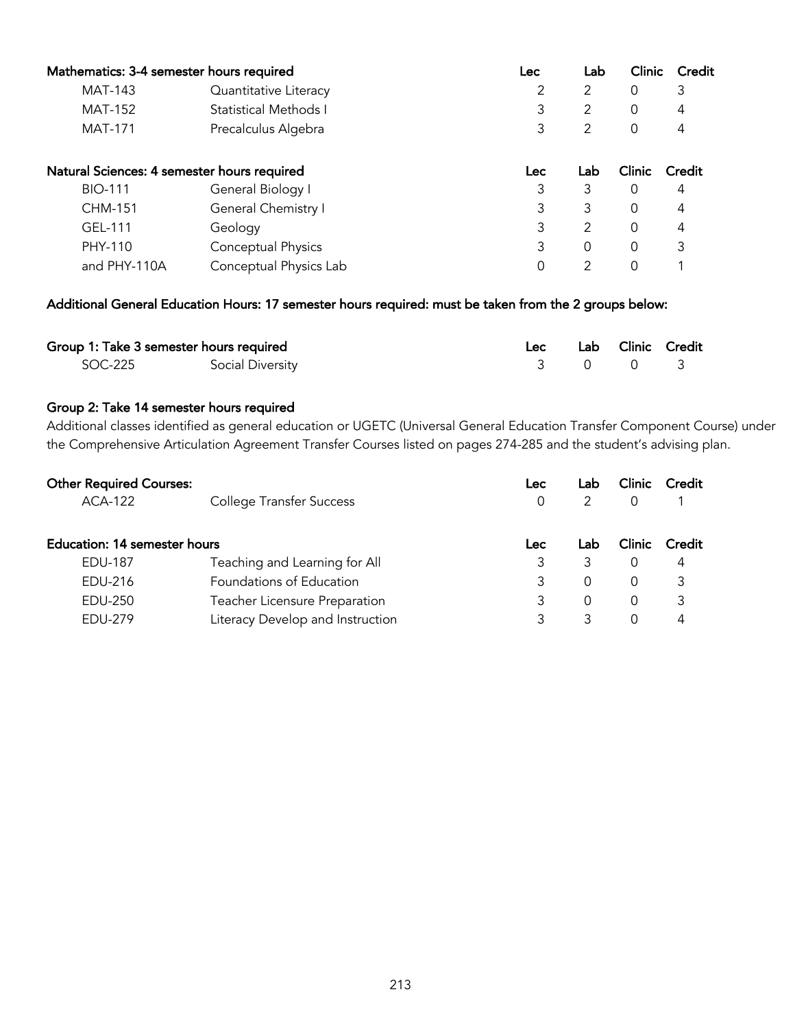| Mathematics: 3-4 semester hours required | | Lec | Lab | Clinic | Credit |
|---|---|---|---|---|---|
| MAT-143 | Quantitative Literacy | 2 | 2 | 0 | 3 |
| MAT-152 | Statistical Methods I | 3 | 2 | 0 | 4 |
| MAT-171 | Precalculus Algebra | 3 | 2 | 0 | 4 |

| Natural Sciences: 4 semester hours required | | Lec | Lab | Clinic | Credit |
|---|---|---|---|---|---|
| BIO-111 | General Biology I | 3 | 3 | 0 | 4 |
| CHM-151 | General Chemistry I | 3 | 3 | 0 | 4 |
| GEL-111 | Geology | 3 | 2 | 0 | 4 |
| PHY-110 | Conceptual Physics | 3 | 0 | 0 | 3 |
| and PHY-110A | Conceptual Physics Lab | 0 | 2 | 0 | 1 |

**Additional General Education Hours: 17 semester hours required: must be taken from the 2 groups below:**

| Group 1: Take 3 semester hours required | | Lec | Lab | Clinic | Credit |
|---|---|---|---|---|---|
| SOC-225 | Social Diversity | 3 | 0 | 0 | 3 |

**Group 2: Take 14 semester hours required**

Additional classes identified as general education or UGETC (Universal General Education Transfer Component Course) under the Comprehensive Articulation Agreement Transfer Courses listed on pages 274-285 and the student's advising plan.

| Other Required Courses: | | Lec | Lab | Clinic | Credit |
|---|---|---|---|---|---|
| ACA-122 | College Transfer Success | 0 | 2 | 0 | 1 |

| Education: 14 semester hours | | Lec | Lab | Clinic | Credit |
|---|---|---|---|---|---|
| EDU-187 | Teaching and Learning for All | 3 | 3 | 0 | 4 |
| EDU-216 | Foundations of Education | 3 | 0 | 0 | 3 |
| EDU-250 | Teacher Licensure Preparation | 3 | 0 | 0 | 3 |
| EDU-279 | Literacy Develop and Instruction | 3 | 3 | 0 | 4 |